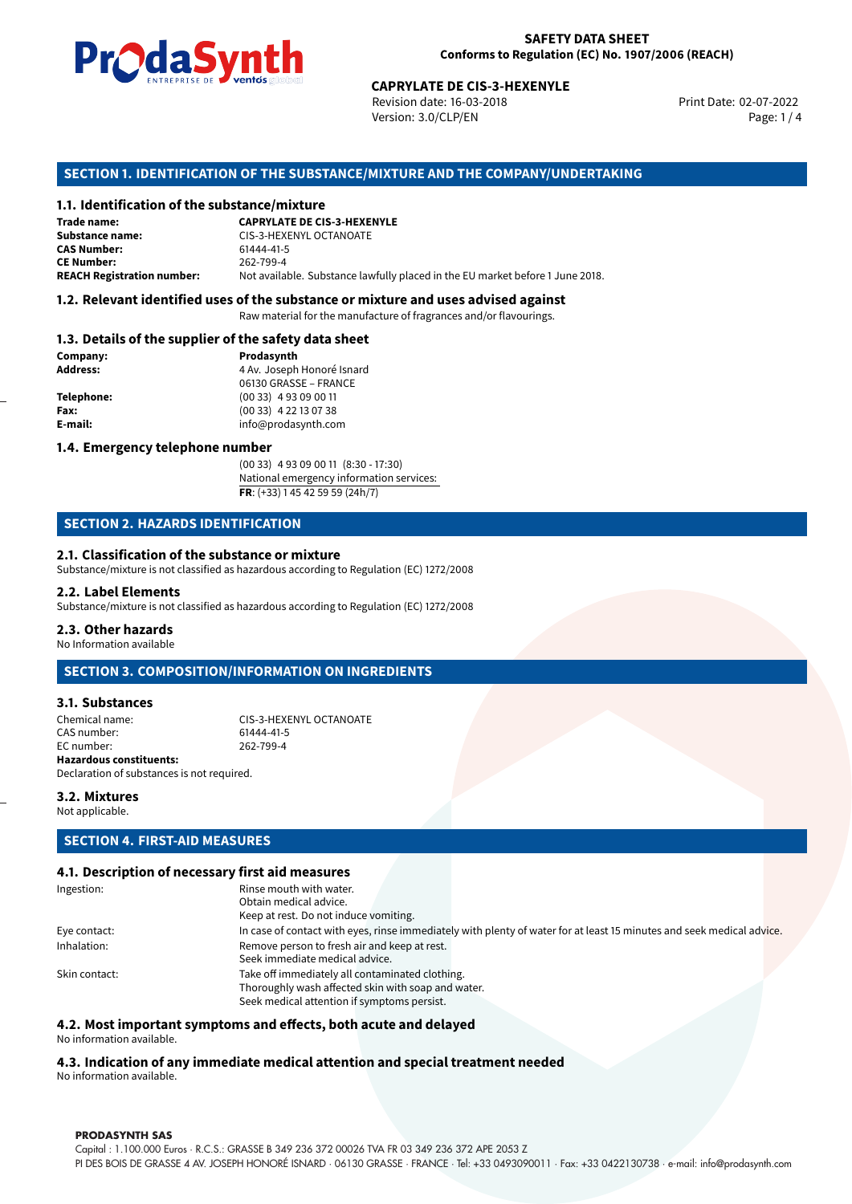**SAFETY DATA SHEET**
**Conforms to Regulation (EC) No. 1907/2006 (REACH)**

**CAPRYLATE DE CIS-3-HEXENYLE**
Revision date: 16-03-2018
Version: 3.0/CLP/EN
Print Date: 02-07-2022

## SECTION 1. IDENTIFICATION OF THE SUBSTANCE/MIXTURE AND THE COMPANY/UNDERTAKING

### 1.1. Identification of the substance/mixture

| | |
|---|---|
| **Trade name:** | **CAPRYLATE DE CIS-3-HEXENYLE** |
| **Substance name:** | CIS-3-HEXENYL OCTANOATE |
| **CAS Number:** | 61444-41-5 |
| **CE Number:** | 262-799-4 |
| **REACH Registration number:** | Not available. Substance lawfully placed in the EU market before 1 June 2018. |

### 1.2. Relevant identified uses of the substance or mixture and uses advised against

Raw material for the manufacture of fragrances and/or flavourings.

### 1.3. Details of the supplier of the safety data sheet

| | |
|---|---|
| **Company:** | **Prodasynth** |
| **Address:** | 4 Av. Joseph Honoré Isnard<br>06130 GRASSE – FRANCE |
| **Telephone:** | (00 33) 4 93 09 00 11 |
| **Fax:** | (00 33) 4 22 13 07 38 |
| **E-mail:** | info@prodasynth.com |

### 1.4. Emergency telephone number

(00 33) 4 93 09 00 11 (8:30 - 17:30)
National emergency information services:
**FR**: (+33) 1 45 42 59 59 (24h/7)

## SECTION 2. HAZARDS IDENTIFICATION

### 2.1. Classification of the substance or mixture

Substance/mixture is not classified as hazardous according to Regulation (EC) 1272/2008

### 2.2. Label Elements

Substance/mixture is not classified as hazardous according to Regulation (EC) 1272/2008

### 2.3. Other hazards

No Information available

## SECTION 3. COMPOSITION/INFORMATION ON INGREDIENTS

### 3.1. Substances

| | |
|---|---|
| Chemical name: | CIS-3-HEXENYL OCTANOATE |
| CAS number: | 61444-41-5 |
| EC number: | 262-799-4 |

**Hazardous constituents:**
Declaration of substances is not required.

### 3.2. Mixtures

Not applicable.

## SECTION 4. FIRST-AID MEASURES

### 4.1. Description of necessary first aid measures

| | |
|---|---|
| Ingestion: | Rinse mouth with water.<br>Obtain medical advice.<br>Keep at rest. Do not induce vomiting. |
| Eye contact: | In case of contact with eyes, rinse immediately with plenty of water for at least 15 minutes and seek medical advice. |
| Inhalation: | Remove person to fresh air and keep at rest.<br>Seek immediate medical advice. |
| Skin contact: | Take off immediately all contaminated clothing.<br>Thoroughly wash affected skin with soap and water.<br>Seek medical attention if symptoms persist. |

### 4.2. Most important symptoms and effects, both acute and delayed

No information available.

### 4.3. Indication of any immediate medical attention and special treatment needed

No information available.

**PRODASYNTH SAS**
Capital : 1.100.000 Euros · R.C.S.: GRASSE B 349 236 372 00026 TVA FR 03 349 236 372 APE 2053 Z
PI DES BOIS DE GRASSE 4 AV. JOSEPH HONORÉ ISNARD · 06130 GRASSE · FRANCE · Tel: +33 0493090011 · Fax: +33 0422130738 · e-mail: info@prodasynth.com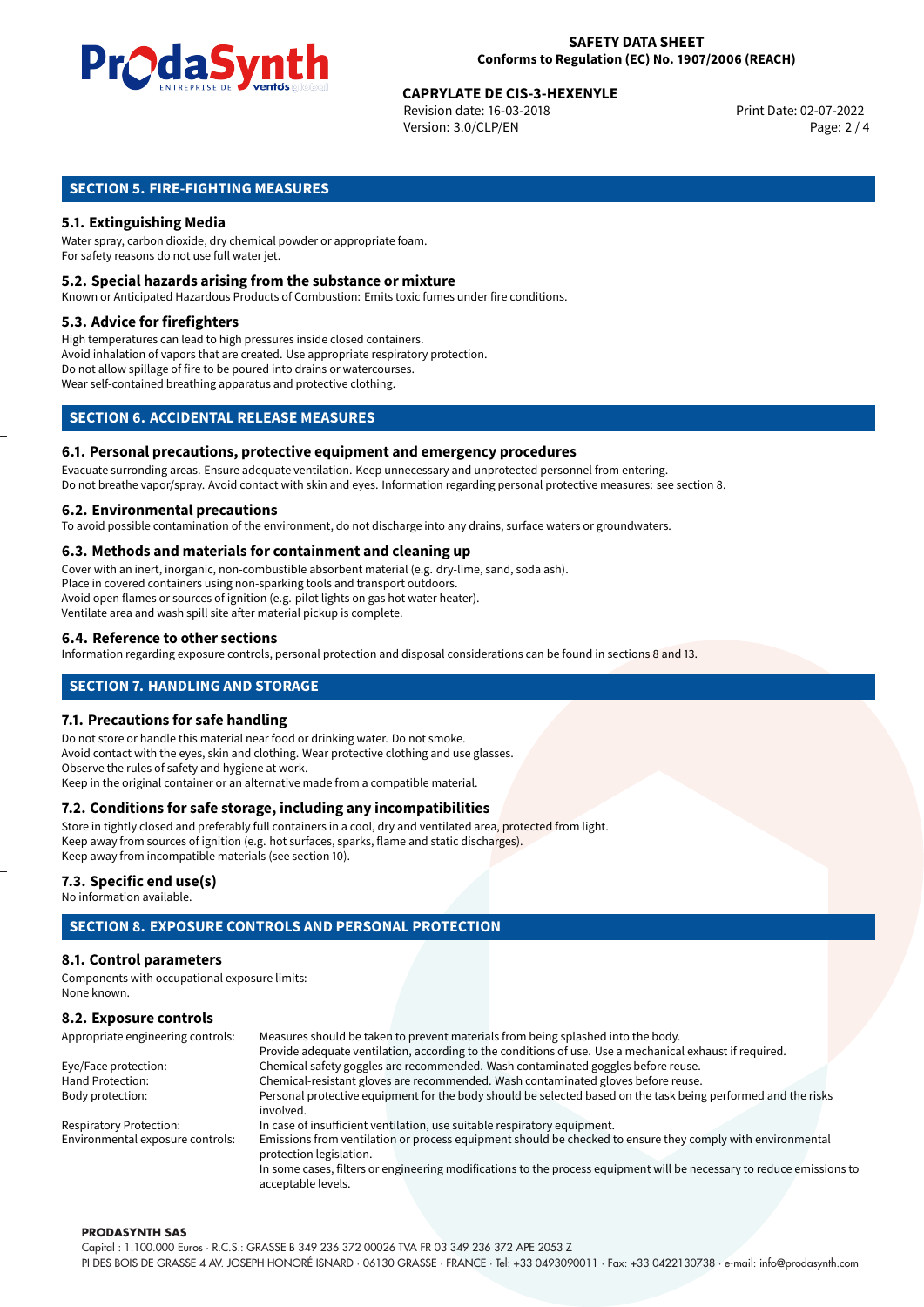## SECTION 5. FIRE-FIGHTING MEASURES

### 5.1. Extinguishing Media

Water spray, carbon dioxide, dry chemical powder or appropriate foam.
For safety reasons do not use full water jet.

### 5.2. Special hazards arising from the substance or mixture

Known or Anticipated Hazardous Products of Combustion: Emits toxic fumes under fire conditions.

### 5.3. Advice for firefighters

High temperatures can lead to high pressures inside closed containers.
Avoid inhalation of vapors that are created. Use appropriate respiratory protection.
Do not allow spillage of fire to be poured into drains or watercourses.
Wear self-contained breathing apparatus and protective clothing.

## SECTION 6. ACCIDENTAL RELEASE MEASURES

### 6.1. Personal precautions, protective equipment and emergency procedures

Evacuate surrounding areas. Ensure adequate ventilation. Keep unnecessary and unprotected personnel from entering.
Do not breathe vapor/spray. Avoid contact with skin and eyes. Information regarding personal protective measures: see section 8.

### 6.2. Environmental precautions

To avoid possible contamination of the environment, do not discharge into any drains, surface waters or groundwaters.

### 6.3. Methods and materials for containment and cleaning up

Cover with an inert, inorganic, non-combustible absorbent material (e.g. dry-lime, sand, soda ash).
Place in covered containers using non-sparking tools and transport outdoors.
Avoid open flames or sources of ignition (e.g. pilot lights on gas hot water heater).
Ventilate area and wash spill site after material pickup is complete.

### 6.4. Reference to other sections

Information regarding exposure controls, personal protection and disposal considerations can be found in sections 8 and 13.

## SECTION 7. HANDLING AND STORAGE

### 7.1. Precautions for safe handling

Do not store or handle this material near food or drinking water. Do not smoke.
Avoid contact with the eyes, skin and clothing. Wear protective clothing and use glasses.
Observe the rules of safety and hygiene at work.
Keep in the original container or an alternative made from a compatible material.

### 7.2. Conditions for safe storage, including any incompatibilities

Store in tightly closed and preferably full containers in a cool, dry and ventilated area, protected from light.
Keep away from sources of ignition (e.g. hot surfaces, sparks, flame and static discharges).
Keep away from incompatible materials (see section 10).

### 7.3. Specific end use(s)

No information available.

## SECTION 8. EXPOSURE CONTROLS AND PERSONAL PROTECTION

### 8.1. Control parameters

Components with occupational exposure limits:
None known.

### 8.2. Exposure controls

| | |
|---|---|
| Appropriate engineering controls: | Measures should be taken to prevent materials from being splashed into the body. Provide adequate ventilation, according to the conditions of use. Use a mechanical exhaust if required. |
| Eye/Face protection: | Chemical safety goggles are recommended. Wash contaminated goggles before reuse. |
| Hand Protection: | Chemical-resistant gloves are recommended. Wash contaminated gloves before reuse. |
| Body protection: | Personal protective equipment for the body should be selected based on the task being performed and the risks involved. |
| Respiratory Protection: | In case of insufficient ventilation, use suitable respiratory equipment. |
| Environmental exposure controls: | Emissions from ventilation or process equipment should be checked to ensure they comply with environmental protection legislation. In some cases, filters or engineering modifications to the process equipment will be necessary to reduce emissions to acceptable levels. |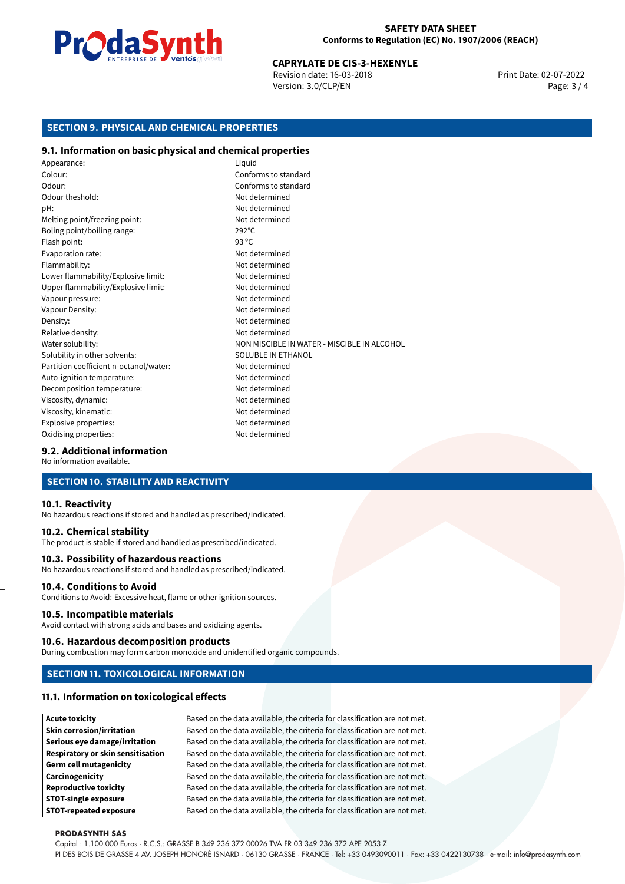## SECTION 9. PHYSICAL AND CHEMICAL PROPERTIES

### 9.1. Information on basic physical and chemical properties

| | |
|---|---|
| Appearance: | Liquid |
| Colour: | Conforms to standard |
| Odour: | Conforms to standard |
| Odour theshold: | Not determined |
| pH: | Not determined |
| Melting point/freezing point: | Not determined |
| Boling point/boiling range: | 292°C |
| Flash point: | 93 °C |
| Evaporation rate: | Not determined |
| Flammability: | Not determined |
| Lower flammability/Explosive limit: | Not determined |
| Upper flammability/Explosive limit: | Not determined |
| Vapour pressure: | Not determined |
| Vapour Density: | Not determined |
| Density: | Not determined |
| Relative density: | Not determined |
| Water solubility: | NON MISCIBLE IN WATER - MISCIBLE IN ALCOHOL |
| Solubility in other solvents: | SOLUBLE IN ETHANOL |
| Partition coefficient n-octanol/water: | Not determined |
| Auto-ignition temperature: | Not determined |
| Decomposition temperature: | Not determined |
| Viscosity, dynamic: | Not determined |
| Viscosity, kinematic: | Not determined |
| Explosive properties: | Not determined |
| Oxidising properties: | Not determined |

### 9.2. Additional information

No information available.

## SECTION 10. STABILITY AND REACTIVITY

### 10.1. Reactivity

No hazardous reactions if stored and handled as prescribed/indicated.

### 10.2. Chemical stability

The product is stable if stored and handled as prescribed/indicated.

### 10.3. Possibility of hazardous reactions

No hazardous reactions if stored and handled as prescribed/indicated.

### 10.4. Conditions to Avoid

Conditions to Avoid: Excessive heat, flame or other ignition sources.

### 10.5. Incompatible materials

Avoid contact with strong acids and bases and oxidizing agents.

### 10.6. Hazardous decomposition products

During combustion may form carbon monoxide and unidentified organic compounds.

## SECTION 11. TOXICOLOGICAL INFORMATION

### 11.1. Information on toxicological effects

| | |
|---|---|
| **Acute toxicity** | Based on the data available, the criteria for classification are not met. |
| **Skin corrosion/irritation** | Based on the data available, the criteria for classification are not met. |
| **Serious eye damage/irritation** | Based on the data available, the criteria for classification are not met. |
| **Respiratory or skin sensitisation** | Based on the data available, the criteria for classification are not met. |
| **Germ cell mutagenicity** | Based on the data available, the criteria for classification are not met. |
| **Carcinogenicity** | Based on the data available, the criteria for classification are not met. |
| **Reproductive toxicity** | Based on the data available, the criteria for classification are not met. |
| **STOT-single exposure** | Based on the data available, the criteria for classification are not met. |
| **STOT-repeated exposure** | Based on the data available, the criteria for classification are not met. |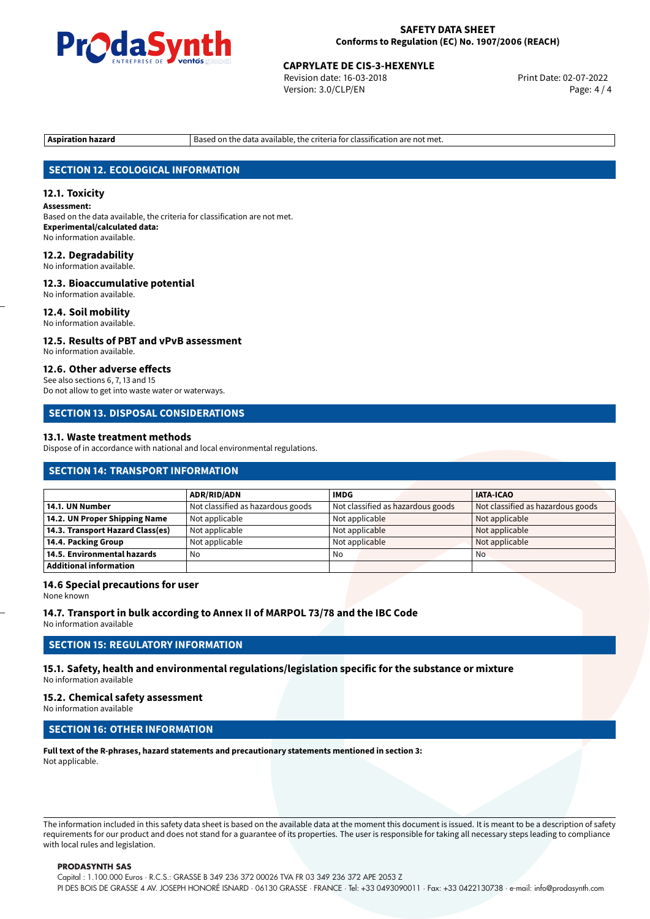| Aspiration hazard | Based on the data available, the criteria for classification are not met. |
|---|---|

## SECTION 12. ECOLOGICAL INFORMATION

### 12.1. Toxicity

**Assessment:**
Based on the data available, the criteria for classification are not met.
**Experimental/calculated data:**
No information available.

### 12.2. Degradability

No information available.

### 12.3. Bioaccumulative potential

No information available.

### 12.4. Soil mobility

No information available.

### 12.5. Results of PBT and vPvB assessment

No information available.

### 12.6. Other adverse effects

See also sections 6, 7, 13 and 15
Do not allow to get into waste water or waterways.

## SECTION 13. DISPOSAL CONSIDERATIONS

### 13.1. Waste treatment methods

Dispose of in accordance with national and local environmental regulations.

## SECTION 14: TRANSPORT INFORMATION

| | ADR/RID/ADN | IMDG | IATA-ICAO |
|---|---|---|---|
| **14.1. UN Number** | Not classified as hazardous goods | Not classified as hazardous goods | Not classified as hazardous goods |
| **14.2. UN Proper Shipping Name** | Not applicable | Not applicable | Not applicable |
| **14.3. Transport Hazard Class(es)** | Not applicable | Not applicable | Not applicable |
| **14.4. Packing Group** | Not applicable | Not applicable | Not applicable |
| **14.5. Environmental hazards** | No | No | No |
| **Additional information** | | | |

### 14.6 Special precautions for user

None known

### 14.7. Transport in bulk according to Annex II of MARPOL 73/78 and the IBC Code

No information available

## SECTION 15: REGULATORY INFORMATION

### 15.1. Safety, health and environmental regulations/legislation specific for the substance or mixture

No information available

### 15.2. Chemical safety assessment

No information available

## SECTION 16: OTHER INFORMATION

**Full text of the R-phrases, hazard statements and precautionary statements mentioned in section 3:**
Not applicable.

The information included in this safety data sheet is based on the available data at the moment this document is issued. It is meant to be a description of safety requirements for our product and does not stand for a guarantee of its properties. The user is responsible for taking all necessary steps leading to compliance with local rules and legislation.